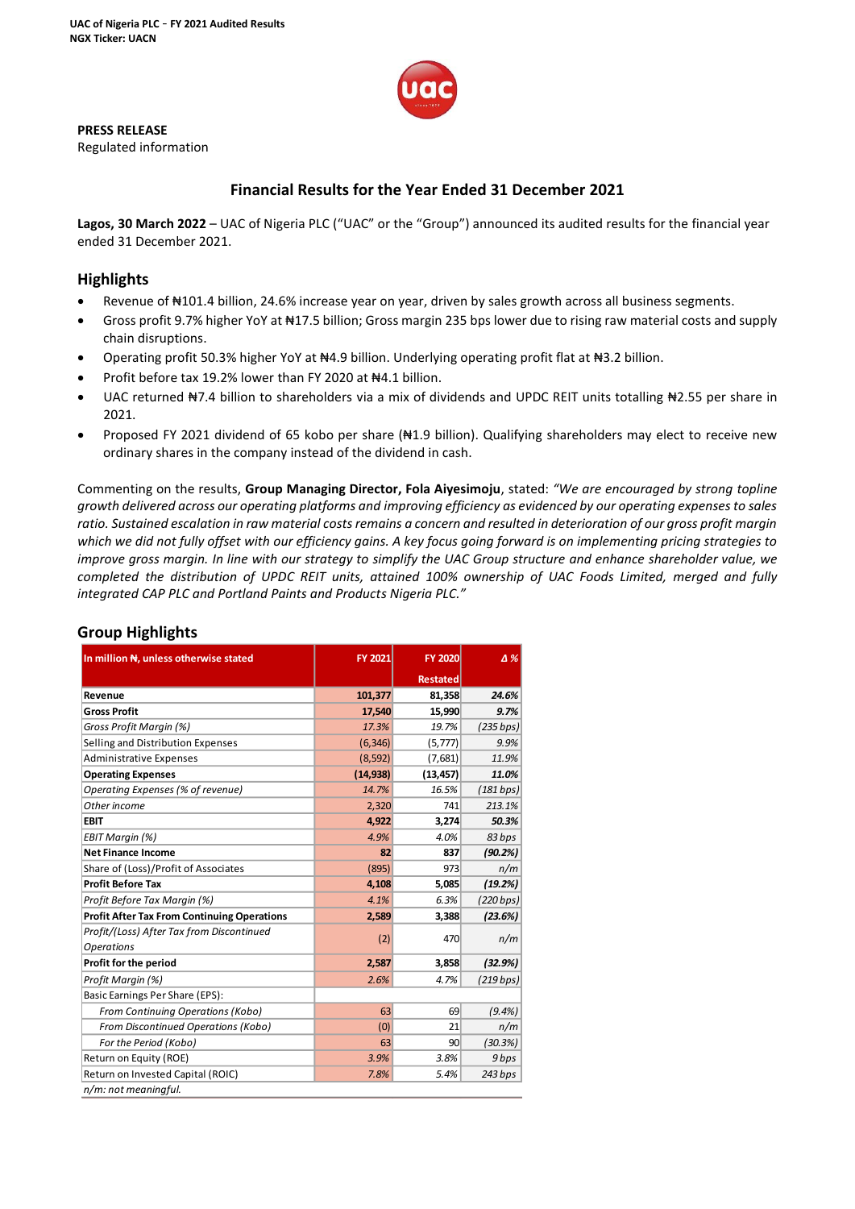UAC of Nigeria PLC – FY 2021 Audited Results
NGX Ticker: UACN

**PRESS RELEASE**
Regulated information

## Financial Results for the Year Ended 31 December 2021

**Lagos, 30 March 2022** – UAC of Nigeria PLC ("UAC" or the "Group") announced its audited results for the financial year ended 31 December 2021.

## Highlights

- Revenue of ₦101.4 billion, 24.6% increase year on year, driven by sales growth across all business segments.
- Gross profit 9.7% higher YoY at ₦17.5 billion; Gross margin 235 bps lower due to rising raw material costs and supply chain disruptions.
- Operating profit 50.3% higher YoY at ₦4.9 billion. Underlying operating profit flat at ₦3.2 billion.
- Profit before tax 19.2% lower than FY 2020 at ₦4.1 billion.
- UAC returned ₦7.4 billion to shareholders via a mix of dividends and UPDC REIT units totalling ₦2.55 per share in 2021.
- Proposed FY 2021 dividend of 65 kobo per share (₦1.9 billion). Qualifying shareholders may elect to receive new ordinary shares in the company instead of the dividend in cash.

Commenting on the results, **Group Managing Director, Fola Aiyesimoju**, stated: *"We are encouraged by strong topline growth delivered across our operating platforms and improving efficiency as evidenced by our operating expenses to sales ratio. Sustained escalation in raw material costs remains a concern and resulted in deterioration of our gross profit margin which we did not fully offset with our efficiency gains. A key focus going forward is on implementing pricing strategies to improve gross margin. In line with our strategy to simplify the UAC Group structure and enhance shareholder value, we completed the distribution of UPDC REIT units, attained 100% ownership of UAC Foods Limited, merged and fully integrated CAP PLC and Portland Paints and Products Nigeria PLC."*

## Group Highlights

| In million ₦, unless otherwise stated | FY 2021 | FY 2020 Restated | Δ % |
|---|---|---|---|
| **Revenue** | **101,377** | **81,358** | ***24.6%*** |
| **Gross Profit** | **17,540** | **15,990** | ***9.7%*** |
| *Gross Profit Margin (%)* | *17.3%* | *19.7%* | *(235 bps)* |
| Selling and Distribution Expenses | (6,346) | (5,777) | *9.9%* |
| Administrative Expenses | (8,592) | (7,681) | *11.9%* |
| **Operating Expenses** | **(14,938)** | **(13,457)** | ***11.0%*** |
| *Operating Expenses (% of revenue)* | *14.7%* | *16.5%* | *(181 bps)* |
| *Other income* | 2,320 | 741 | *213.1%* |
| **EBIT** | **4,922** | **3,274** | ***50.3%*** |
| *EBIT Margin (%)* | *4.9%* | *4.0%* | *83 bps* |
| **Net Finance Income** | **82** | **837** | ***(90.2%)*** |
| Share of (Loss)/Profit of Associates | (895) | 973 | *n/m* |
| **Profit Before Tax** | **4,108** | **5,085** | ***(19.2%)*** |
| *Profit Before Tax Margin (%)* | *4.1%* | *6.3%* | *(220 bps)* |
| **Profit After Tax From Continuing Operations** | **2,589** | **3,388** | ***(23.6%)*** |
| *Profit/(Loss) After Tax from Discontinued Operations* | (2) | 470 | *n/m* |
| **Profit for the period** | **2,587** | **3,858** | ***(32.9%)*** |
| *Profit Margin (%)* | *2.6%* | *4.7%* | *(219 bps)* |
| Basic Earnings Per Share (EPS): | | | |
| *From Continuing Operations (Kobo)* | 63 | 69 | *(9.4%)* |
| *From Discontinued Operations (Kobo)* | (0) | 21 | *n/m* |
| *For the Period (Kobo)* | 63 | 90 | *(30.3%)* |
| Return on Equity (ROE) | *3.9%* | *3.8%* | *9 bps* |
| Return on Invested Capital (ROIC) | *7.8%* | *5.4%* | *243 bps* |

*n/m: not meaningful.*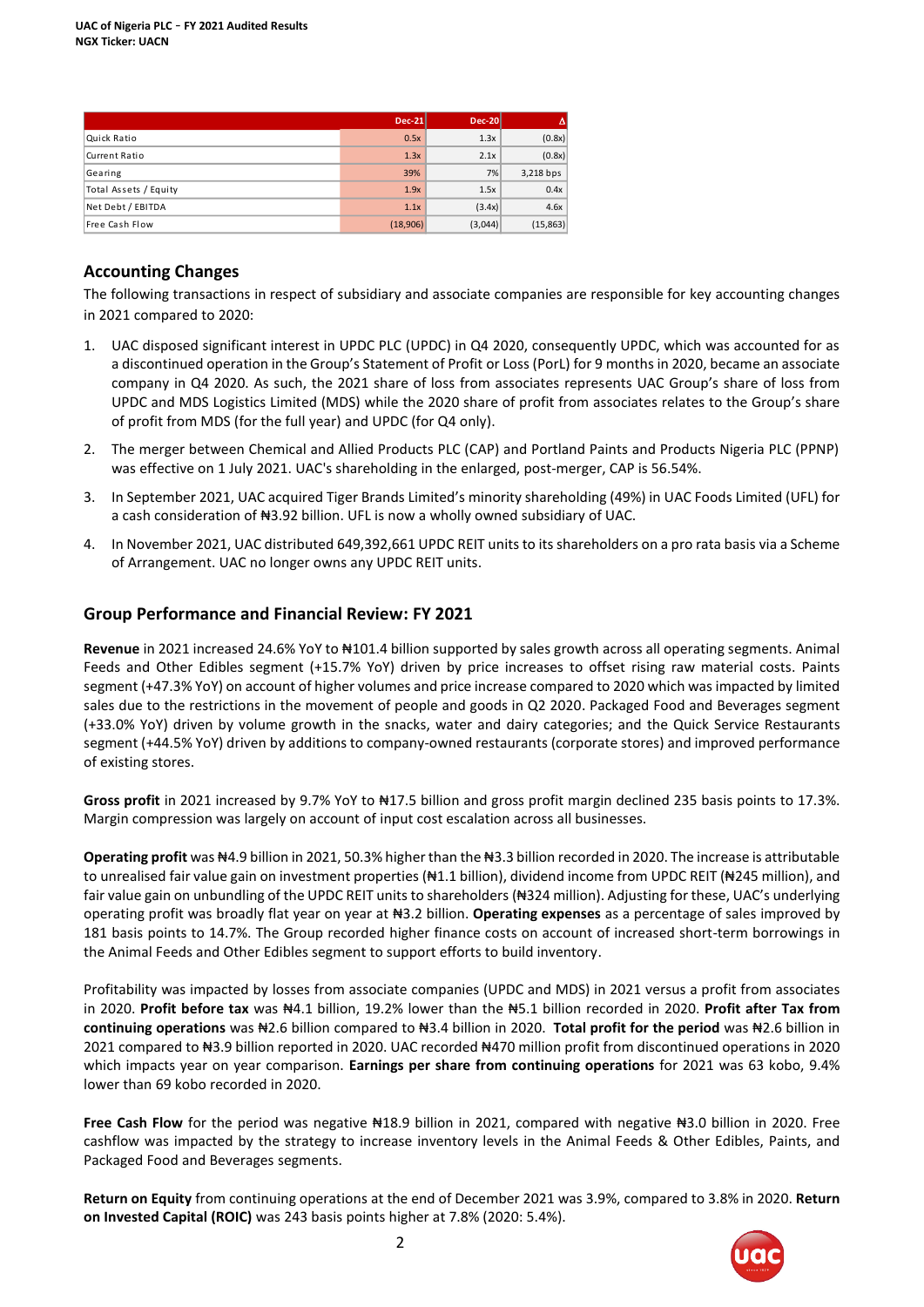| | Dec-21 | Dec-20 | Δ |
|---|---|---|---|
| Quick Ratio | 0.5x | 1.3x | (0.8x) |
| Current Ratio | 1.3x | 2.1x | (0.8x) |
| Gearing | 39% | 7% | 3,218 bps |
| Total Assets / Equity | 1.9x | 1.5x | 0.4x |
| Net Debt / EBITDA | 1.1x | (3.4x) | 4.6x |
| Free Cash Flow | (18,906) | (3,044) | (15,863) |

## Accounting Changes

The following transactions in respect of subsidiary and associate companies are responsible for key accounting changes in 2021 compared to 2020:

1. UAC disposed significant interest in UPDC PLC (UPDC) in Q4 2020, consequently UPDC, which was accounted for as a discontinued operation in the Group's Statement of Profit or Loss (PorL) for 9 months in 2020, became an associate company in Q4 2020. As such, the 2021 share of loss from associates represents UAC Group's share of loss from UPDC and MDS Logistics Limited (MDS) while the 2020 share of profit from associates relates to the Group's share of profit from MDS (for the full year) and UPDC (for Q4 only).
2. The merger between Chemical and Allied Products PLC (CAP) and Portland Paints and Products Nigeria PLC (PPNP) was effective on 1 July 2021. UAC's shareholding in the enlarged, post-merger, CAP is 56.54%.
3. In September 2021, UAC acquired Tiger Brands Limited's minority shareholding (49%) in UAC Foods Limited (UFL) for a cash consideration of ₦3.92 billion. UFL is now a wholly owned subsidiary of UAC.
4. In November 2021, UAC distributed 649,392,661 UPDC REIT units to its shareholders on a pro rata basis via a Scheme of Arrangement. UAC no longer owns any UPDC REIT units.

## Group Performance and Financial Review: FY 2021

**Revenue** in 2021 increased 24.6% YoY to ₦101.4 billion supported by sales growth across all operating segments. Animal Feeds and Other Edibles segment (+15.7% YoY) driven by price increases to offset rising raw material costs. Paints segment (+47.3% YoY) on account of higher volumes and price increase compared to 2020 which was impacted by limited sales due to the restrictions in the movement of people and goods in Q2 2020. Packaged Food and Beverages segment (+33.0% YoY) driven by volume growth in the snacks, water and dairy categories; and the Quick Service Restaurants segment (+44.5% YoY) driven by additions to company-owned restaurants (corporate stores) and improved performance of existing stores.

**Gross profit** in 2021 increased by 9.7% YoY to ₦17.5 billion and gross profit margin declined 235 basis points to 17.3%. Margin compression was largely on account of input cost escalation across all businesses.

**Operating profit** was ₦4.9 billion in 2021, 50.3% higher than the ₦3.3 billion recorded in 2020. The increase is attributable to unrealised fair value gain on investment properties (₦1.1 billion), dividend income from UPDC REIT (₦245 million), and fair value gain on unbundling of the UPDC REIT units to shareholders (₦324 million). Adjusting for these, UAC's underlying operating profit was broadly flat year on year at ₦3.2 billion. **Operating expenses** as a percentage of sales improved by 181 basis points to 14.7%. The Group recorded higher finance costs on account of increased short-term borrowings in the Animal Feeds and Other Edibles segment to support efforts to build inventory.

Profitability was impacted by losses from associate companies (UPDC and MDS) in 2021 versus a profit from associates in 2020. **Profit before tax** was ₦4.1 billion, 19.2% lower than the ₦5.1 billion recorded in 2020. **Profit after Tax from continuing operations** was ₦2.6 billion compared to ₦3.4 billion in 2020. **Total profit for the period** was ₦2.6 billion in 2021 compared to ₦3.9 billion reported in 2020. UAC recorded ₦470 million profit from discontinued operations in 2020 which impacts year on year comparison. **Earnings per share from continuing operations** for 2021 was 63 kobo, 9.4% lower than 69 kobo recorded in 2020.

**Free Cash Flow** for the period was negative ₦18.9 billion in 2021, compared with negative ₦3.0 billion in 2020. Free cashflow was impacted by the strategy to increase inventory levels in the Animal Feeds & Other Edibles, Paints, and Packaged Food and Beverages segments.

**Return on Equity** from continuing operations at the end of December 2021 was 3.9%, compared to 3.8% in 2020. **Return on Invested Capital (ROIC)** was 243 basis points higher at 7.8% (2020: 5.4%).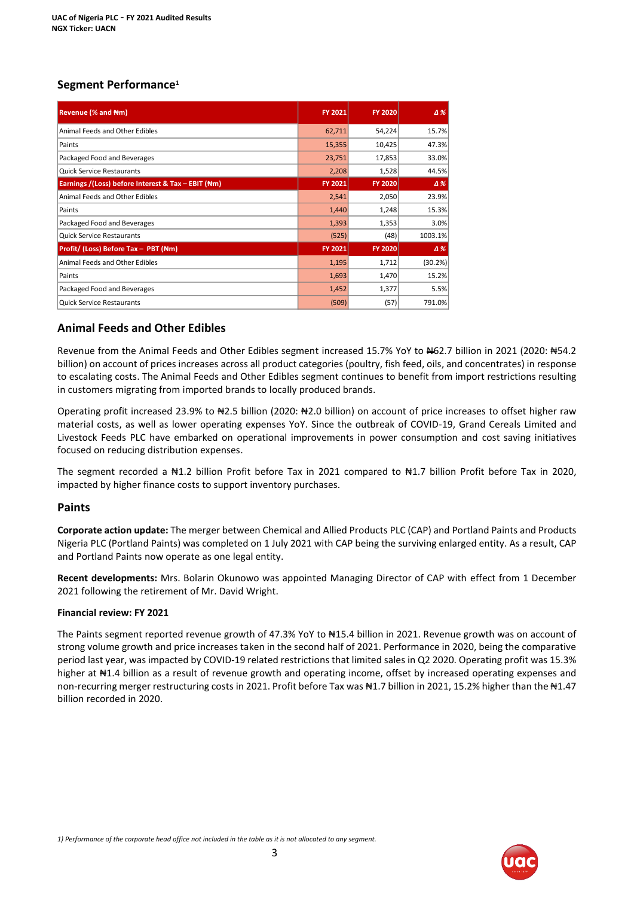## Segment Performance[1]

| Revenue (% and ₦m) | FY 2021 | FY 2020 | Δ % |
|---|---|---|---|
| Animal Feeds and Other Edibles | 62,711 | 54,224 | 15.7% |
| Paints | 15,355 | 10,425 | 47.3% |
| Packaged Food and Beverages | 23,751 | 17,853 | 33.0% |
| Quick Service Restaurants | 2,208 | 1,528 | 44.5% |
| **Earnings /(Loss) before Interest & Tax – EBIT (₦m)** | **FY 2021** | **FY 2020** | **Δ %** |
| Animal Feeds and Other Edibles | 2,541 | 2,050 | 23.9% |
| Paints | 1,440 | 1,248 | 15.3% |
| Packaged Food and Beverages | 1,393 | 1,353 | 3.0% |
| Quick Service Restaurants | (525) | (48) | 1003.1% |
| **Profit/ (Loss) Before Tax – PBT (₦m)** | **FY 2021** | **FY 2020** | **Δ %** |
| Animal Feeds and Other Edibles | 1,195 | 1,712 | (30.2%) |
| Paints | 1,693 | 1,470 | 15.2% |
| Packaged Food and Beverages | 1,452 | 1,377 | 5.5% |
| Quick Service Restaurants | (509) | (57) | 791.0% |

## Animal Feeds and Other Edibles

Revenue from the Animal Feeds and Other Edibles segment increased 15.7% YoY to ₦62.7 billion in 2021 (2020: ₦54.2 billion) on account of prices increases across all product categories (poultry, fish feed, oils, and concentrates) in response to escalating costs. The Animal Feeds and Other Edibles segment continues to benefit from import restrictions resulting in customers migrating from imported brands to locally produced brands.

Operating profit increased 23.9% to ₦2.5 billion (2020: ₦2.0 billion) on account of price increases to offset higher raw material costs, as well as lower operating expenses YoY. Since the outbreak of COVID-19, Grand Cereals Limited and Livestock Feeds PLC have embarked on operational improvements in power consumption and cost saving initiatives focused on reducing distribution expenses.

The segment recorded a ₦1.2 billion Profit before Tax in 2021 compared to ₦1.7 billion Profit before Tax in 2020, impacted by higher finance costs to support inventory purchases.

## Paints

**Corporate action update:** The merger between Chemical and Allied Products PLC (CAP) and Portland Paints and Products Nigeria PLC (Portland Paints) was completed on 1 July 2021 with CAP being the surviving enlarged entity. As a result, CAP and Portland Paints now operate as one legal entity.

**Recent developments:** Mrs. Bolarin Okunowo was appointed Managing Director of CAP with effect from 1 December 2021 following the retirement of Mr. David Wright.

**Financial review: FY 2021**

The Paints segment reported revenue growth of 47.3% YoY to ₦15.4 billion in 2021. Revenue growth was on account of strong volume growth and price increases taken in the second half of 2021. Performance in 2020, being the comparative period last year, was impacted by COVID-19 related restrictions that limited sales in Q2 2020. Operating profit was 15.3% higher at ₦1.4 billion as a result of revenue growth and operating income, offset by increased operating expenses and non-recurring merger restructuring costs in 2021. Profit before Tax was ₦1.7 billion in 2021, 15.2% higher than the ₦1.47 billion recorded in 2020.

*1) Performance of the corporate head office not included in the table as it is not allocated to any segment.*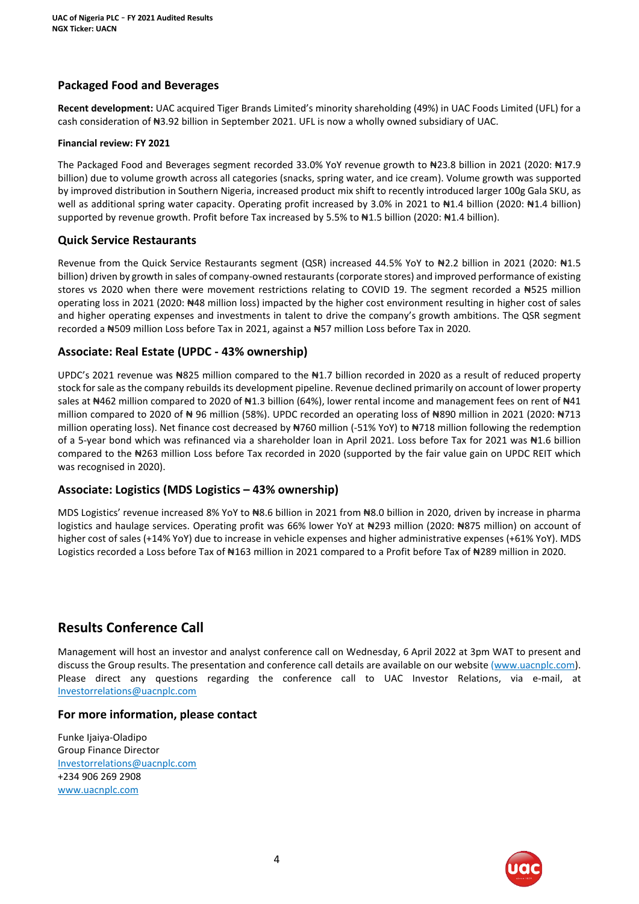## Packaged Food and Beverages

**Recent development:** UAC acquired Tiger Brands Limited's minority shareholding (49%) in UAC Foods Limited (UFL) for a cash consideration of ₦3.92 billion in September 2021. UFL is now a wholly owned subsidiary of UAC.

**Financial review: FY 2021**

The Packaged Food and Beverages segment recorded 33.0% YoY revenue growth to ₦23.8 billion in 2021 (2020: ₦17.9 billion) due to volume growth across all categories (snacks, spring water, and ice cream). Volume growth was supported by improved distribution in Southern Nigeria, increased product mix shift to recently introduced larger 100g Gala SKU, as well as additional spring water capacity. Operating profit increased by 3.0% in 2021 to ₦1.4 billion (2020: ₦1.4 billion) supported by revenue growth. Profit before Tax increased by 5.5% to ₦1.5 billion (2020: ₦1.4 billion).

## Quick Service Restaurants

Revenue from the Quick Service Restaurants segment (QSR) increased 44.5% YoY to ₦2.2 billion in 2021 (2020: ₦1.5 billion) driven by growth in sales of company-owned restaurants (corporate stores) and improved performance of existing stores vs 2020 when there were movement restrictions relating to COVID 19. The segment recorded a ₦525 million operating loss in 2021 (2020: ₦48 million loss) impacted by the higher cost environment resulting in higher cost of sales and higher operating expenses and investments in talent to drive the company's growth ambitions. The QSR segment recorded a ₦509 million Loss before Tax in 2021, against a ₦57 million Loss before Tax in 2020.

## Associate: Real Estate (UPDC - 43% ownership)

UPDC's 2021 revenue was ₦825 million compared to the ₦1.7 billion recorded in 2020 as a result of reduced property stock for sale as the company rebuilds its development pipeline. Revenue declined primarily on account of lower property sales at ₦462 million compared to 2020 of ₦1.3 billion (64%), lower rental income and management fees on rent of ₦41 million compared to 2020 of ₦ 96 million (58%). UPDC recorded an operating loss of ₦890 million in 2021 (2020: ₦713 million operating loss). Net finance cost decreased by ₦760 million (-51% YoY) to ₦718 million following the redemption of a 5-year bond which was refinanced via a shareholder loan in April 2021. Loss before Tax for 2021 was ₦1.6 billion compared to the ₦263 million Loss before Tax recorded in 2020 (supported by the fair value gain on UPDC REIT which was recognised in 2020).

## Associate: Logistics (MDS Logistics – 43% ownership)

MDS Logistics' revenue increased 8% YoY to ₦8.6 billion in 2021 from ₦8.0 billion in 2020, driven by increase in pharma logistics and haulage services. Operating profit was 66% lower YoY at ₦293 million (2020: ₦875 million) on account of higher cost of sales (+14% YoY) due to increase in vehicle expenses and higher administrative expenses (+61% YoY). MDS Logistics recorded a Loss before Tax of ₦163 million in 2021 compared to a Profit before Tax of ₦289 million in 2020.

# Results Conference Call

Management will host an investor and analyst conference call on Wednesday, 6 April 2022 at 3pm WAT to present and discuss the Group results. The presentation and conference call details are available on our website (www.uacnplc.com). Please direct any questions regarding the conference call to UAC Investor Relations, via e-mail, at Investorrelations@uacnplc.com

## For more information, please contact

Funke Ijaiya-Oladipo
Group Finance Director
Investorrelations@uacnplc.com
+234 906 269 2908
www.uacnplc.com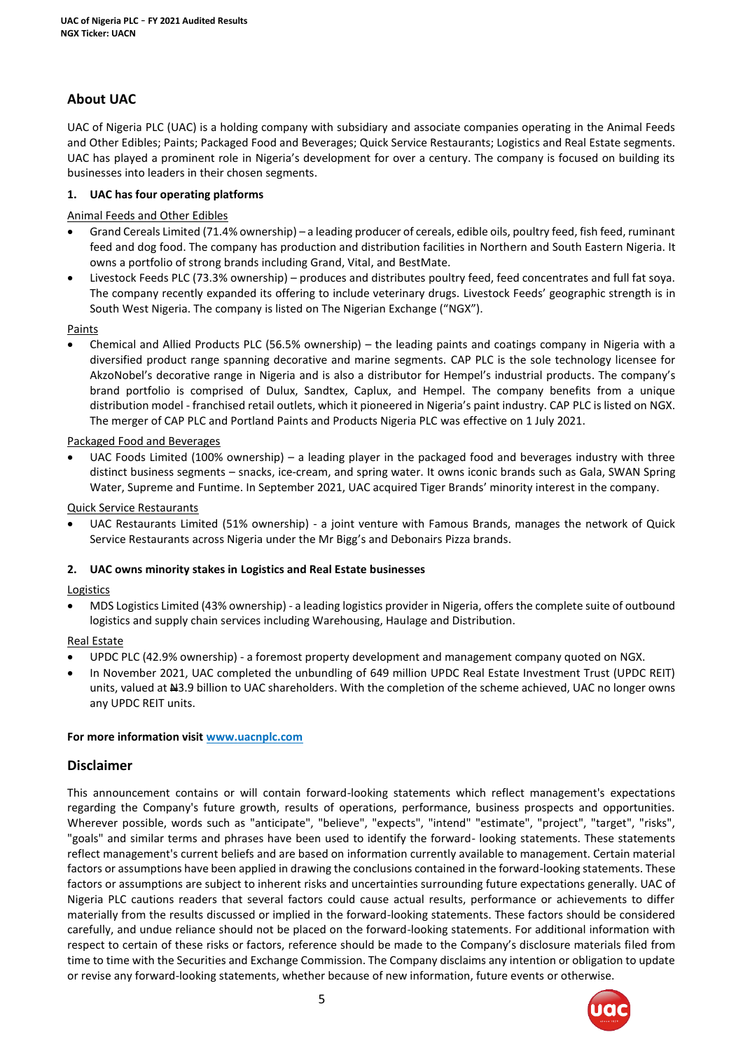## About UAC

UAC of Nigeria PLC (UAC) is a holding company with subsidiary and associate companies operating in the Animal Feeds and Other Edibles; Paints; Packaged Food and Beverages; Quick Service Restaurants; Logistics and Real Estate segments. UAC has played a prominent role in Nigeria's development for over a century. The company is focused on building its businesses into leaders in their chosen segments.

**1. UAC has four operating platforms**

Animal Feeds and Other Edibles

- Grand Cereals Limited (71.4% ownership) – a leading producer of cereals, edible oils, poultry feed, fish feed, ruminant feed and dog food. The company has production and distribution facilities in Northern and South Eastern Nigeria. It owns a portfolio of strong brands including Grand, Vital, and BestMate.
- Livestock Feeds PLC (73.3% ownership) – produces and distributes poultry feed, feed concentrates and full fat soya. The company recently expanded its offering to include veterinary drugs. Livestock Feeds' geographic strength is in South West Nigeria. The company is listed on The Nigerian Exchange ("NGX").

Paints

- Chemical and Allied Products PLC (56.5% ownership) – the leading paints and coatings company in Nigeria with a diversified product range spanning decorative and marine segments. CAP PLC is the sole technology licensee for AkzoNobel's decorative range in Nigeria and is also a distributor for Hempel's industrial products. The company's brand portfolio is comprised of Dulux, Sandtex, Caplux, and Hempel. The company benefits from a unique distribution model - franchised retail outlets, which it pioneered in Nigeria's paint industry. CAP PLC is listed on NGX. The merger of CAP PLC and Portland Paints and Products Nigeria PLC was effective on 1 July 2021.

Packaged Food and Beverages

- UAC Foods Limited (100% ownership) – a leading player in the packaged food and beverages industry with three distinct business segments – snacks, ice-cream, and spring water. It owns iconic brands such as Gala, SWAN Spring Water, Supreme and Funtime. In September 2021, UAC acquired Tiger Brands' minority interest in the company.

Quick Service Restaurants

- UAC Restaurants Limited (51% ownership) - a joint venture with Famous Brands, manages the network of Quick Service Restaurants across Nigeria under the Mr Bigg's and Debonairs Pizza brands.

**2. UAC owns minority stakes in Logistics and Real Estate businesses**

Logistics

- MDS Logistics Limited (43% ownership) - a leading logistics provider in Nigeria, offers the complete suite of outbound logistics and supply chain services including Warehousing, Haulage and Distribution.

Real Estate

- UPDC PLC (42.9% ownership) - a foremost property development and management company quoted on NGX.
- In November 2021, UAC completed the unbundling of 649 million UPDC Real Estate Investment Trust (UPDC REIT) units, valued at ₦3.9 billion to UAC shareholders. With the completion of the scheme achieved, UAC no longer owns any UPDC REIT units.

**For more information visit www.uacnplc.com**

## Disclaimer

This announcement contains or will contain forward-looking statements which reflect management's expectations regarding the Company's future growth, results of operations, performance, business prospects and opportunities. Wherever possible, words such as "anticipate", "believe", "expects", "intend" "estimate", "project", "target", "risks", "goals" and similar terms and phrases have been used to identify the forward- looking statements. These statements reflect management's current beliefs and are based on information currently available to management. Certain material factors or assumptions have been applied in drawing the conclusions contained in the forward-looking statements. These factors or assumptions are subject to inherent risks and uncertainties surrounding future expectations generally. UAC of Nigeria PLC cautions readers that several factors could cause actual results, performance or achievements to differ materially from the results discussed or implied in the forward-looking statements. These factors should be considered carefully, and undue reliance should not be placed on the forward-looking statements. For additional information with respect to certain of these risks or factors, reference should be made to the Company's disclosure materials filed from time to time with the Securities and Exchange Commission. The Company disclaims any intention or obligation to update or revise any forward-looking statements, whether because of new information, future events or otherwise.